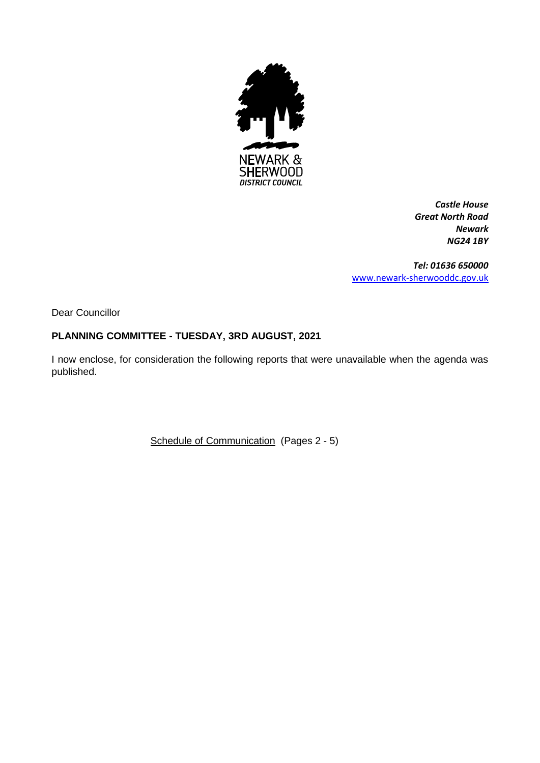NEWARK & SHERWOOD
*DISTRICT COUNCIL*

***Castle House***
***Great North Road***
***Newark***
***NG24 1BY***

***Tel: 01636 650000***
[www.newark-sherwooddc.gov.uk](http://www.newark-sherwooddc.gov.uk)

Dear Councillor

**PLANNING COMMITTEE - TUESDAY, 3RD AUGUST, 2021**

I now enclose, for consideration the following reports that were unavailable when the agenda was published.

Schedule of Communication (Pages 2 - 5)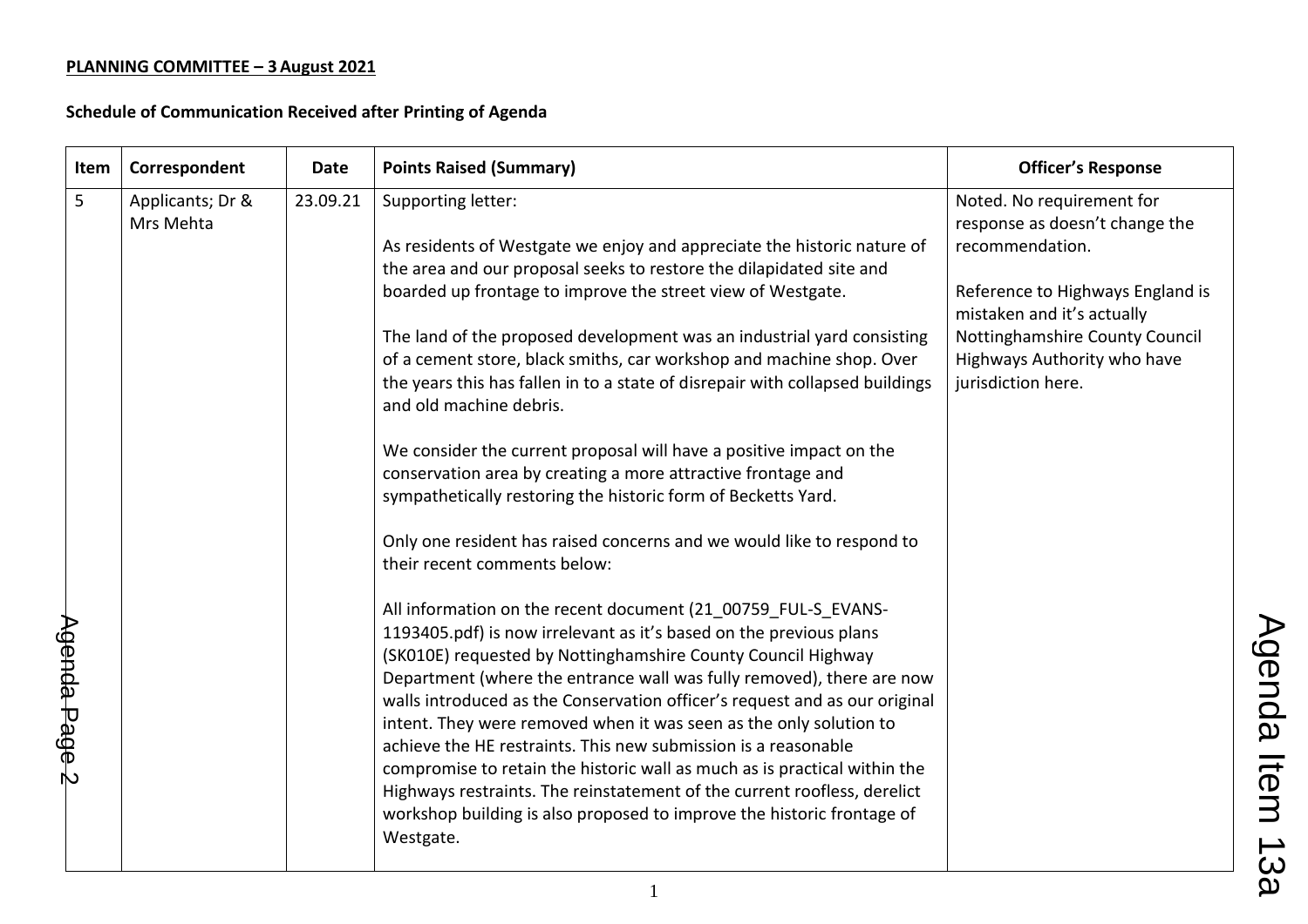**PLANNING COMMITTEE – 3 August 2021**

**Schedule of Communication Received after Printing of Agenda**

| Item | Correspondent | Date | Points Raised (Summary) | Officer's Response |
|---|---|---|---|---|
| 5 | Applicants; Dr & Mrs Mehta | 23.09.21 | Supporting letter:<br><br>As residents of Westgate we enjoy and appreciate the historic nature of the area and our proposal seeks to restore the dilapidated site and boarded up frontage to improve the street view of Westgate.<br><br>The land of the proposed development was an industrial yard consisting of a cement store, black smiths, car workshop and machine shop. Over the years this has fallen in to a state of disrepair with collapsed buildings and old machine debris.<br><br>We consider the current proposal will have a positive impact on the conservation area by creating a more attractive frontage and sympathetically restoring the historic form of Becketts Yard.<br><br>Only one resident has raised concerns and we would like to respond to their recent comments below:<br><br>All information on the recent document (21_00759_FUL-S_EVANS-1193405.pdf) is now irrelevant as it's based on the previous plans (SK010E) requested by Nottinghamshire County Council Highway Department (where the entrance wall was fully removed), there are now walls introduced as the Conservation officer's request and as our original intent. They were removed when it was seen as the only solution to achieve the HE restraints. This new submission is a reasonable compromise to retain the historic wall as much as is practical within the Highways restraints. The reinstatement of the current roofless, derelict workshop building is also proposed to improve the historic frontage of Westgate. | Noted. No requirement for response as doesn't change the recommendation.<br><br>Reference to Highways England is mistaken and it's actually Nottinghamshire County Council Highways Authority who have jurisdiction here. |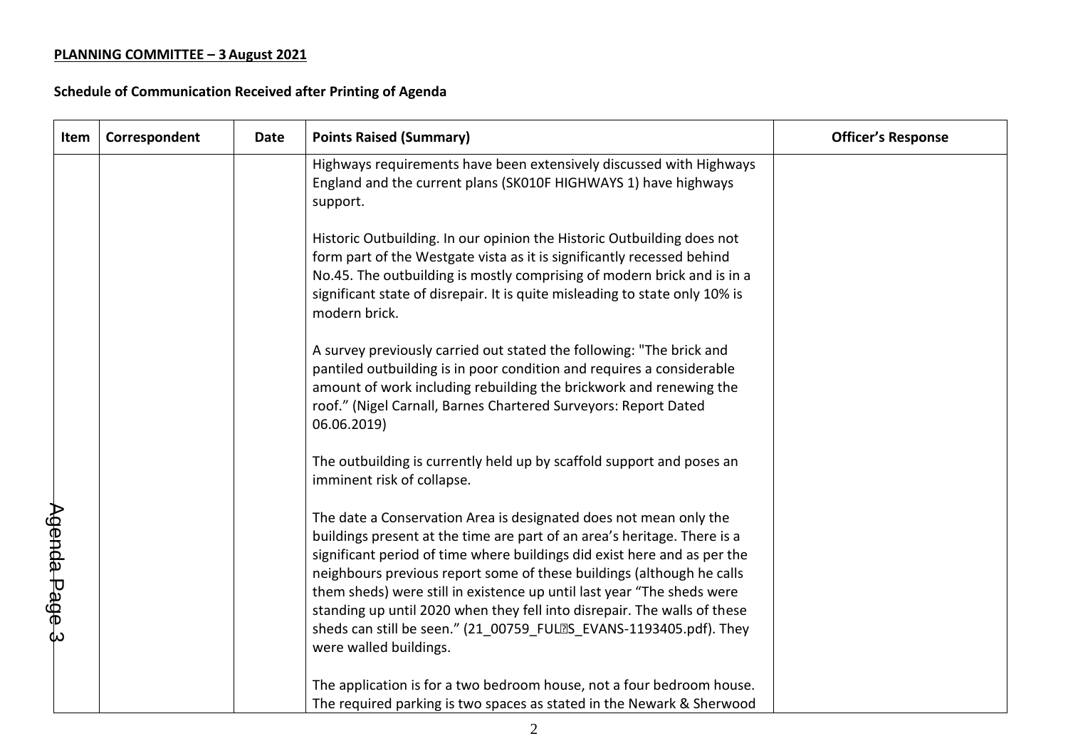**PLANNING COMMITTEE – 3 August 2021**

**Schedule of Communication Received after Printing of Agenda**

| Item | Correspondent | Date | Points Raised (Summary) | Officer's Response |
|---|---|---|---|---|
| | | | Highways requirements have been extensively discussed with Highways England and the current plans (SK010F HIGHWAYS 1) have highways support.<br><br>Historic Outbuilding. In our opinion the Historic Outbuilding does not form part of the Westgate vista as it is significantly recessed behind No.45. The outbuilding is mostly comprising of modern brick and is in a significant state of disrepair. It is quite misleading to state only 10% is modern brick.<br><br>A survey previously carried out stated the following: "The brick and pantiled outbuilding is in poor condition and requires a considerable amount of work including rebuilding the brickwork and renewing the roof." (Nigel Carnall, Barnes Chartered Surveyors: Report Dated 06.06.2019)<br><br>The outbuilding is currently held up by scaffold support and poses an imminent risk of collapse.<br><br>The date a Conservation Area is designated does not mean only the buildings present at the time are part of an area's heritage. There is a significant period of time where buildings did exist here and as per the neighbours previous report some of these buildings (although he calls them sheds) were still in existence up until last year "The sheds were standing up until 2020 when they fell into disrepair. The walls of these sheds can still be seen." (21_00759_FUL�S_EVANS-1193405.pdf). They were walled buildings.<br><br>The application is for a two bedroom house, not a four bedroom house. The required parking is two spaces as stated in the Newark & Sherwood | |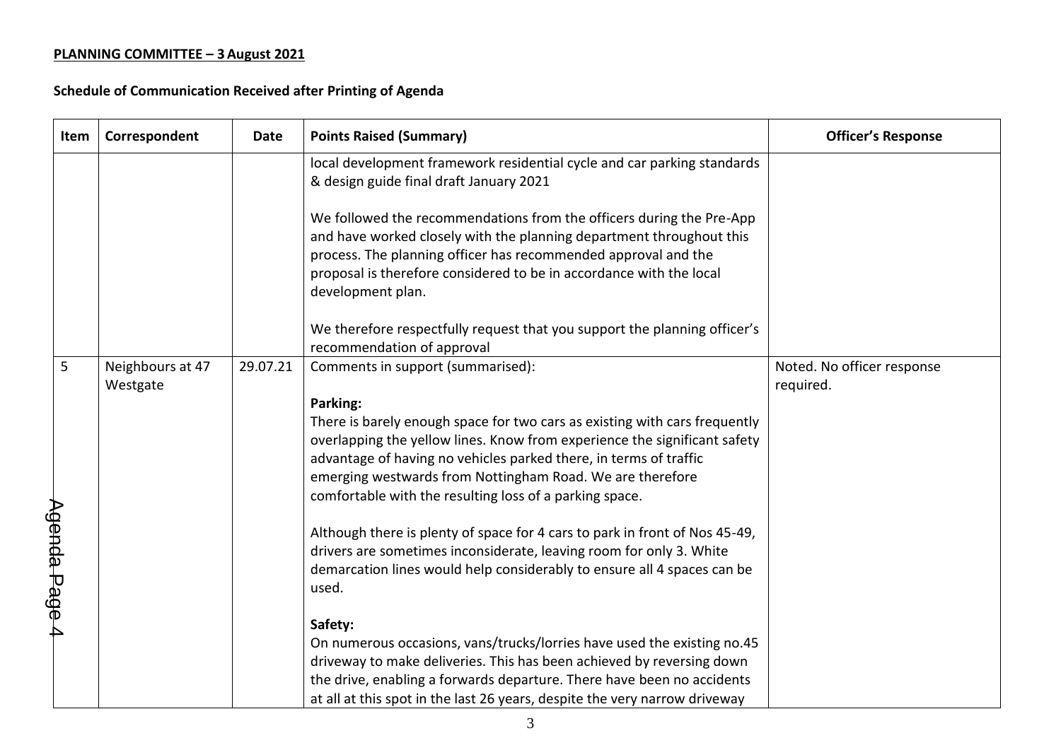**PLANNING COMMITTEE – 3 August 2021**

**Schedule of Communication Received after Printing of Agenda**

| Item | Correspondent | Date | Points Raised (Summary) | Officer's Response |
|---|---|---|---|---|
| | | | local development framework residential cycle and car parking standards & design guide final draft January 2021<br><br>We followed the recommendations from the officers during the Pre-App and have worked closely with the planning department throughout this process. The planning officer has recommended approval and the proposal is therefore considered to be in accordance with the local development plan.<br><br>We therefore respectfully request that you support the planning officer's recommendation of approval | |
| 5 | Neighbours at 47 Westgate | 29.07.21 | Comments in support (summarised):<br><br>**Parking:**<br>There is barely enough space for two cars as existing with cars frequently overlapping the yellow lines. Know from experience the significant safety advantage of having no vehicles parked there, in terms of traffic emerging westwards from Nottingham Road. We are therefore comfortable with the resulting loss of a parking space.<br><br>Although there is plenty of space for 4 cars to park in front of Nos 45-49, drivers are sometimes inconsiderate, leaving room for only 3. White demarcation lines would help considerably to ensure all 4 spaces can be used.<br><br>**Safety:**<br>On numerous occasions, vans/trucks/lorries have used the existing no.45 driveway to make deliveries. This has been achieved by reversing down the drive, enabling a forwards departure. There have been no accidents at all at this spot in the last 26 years, despite the very narrow driveway | Noted. No officer response required. |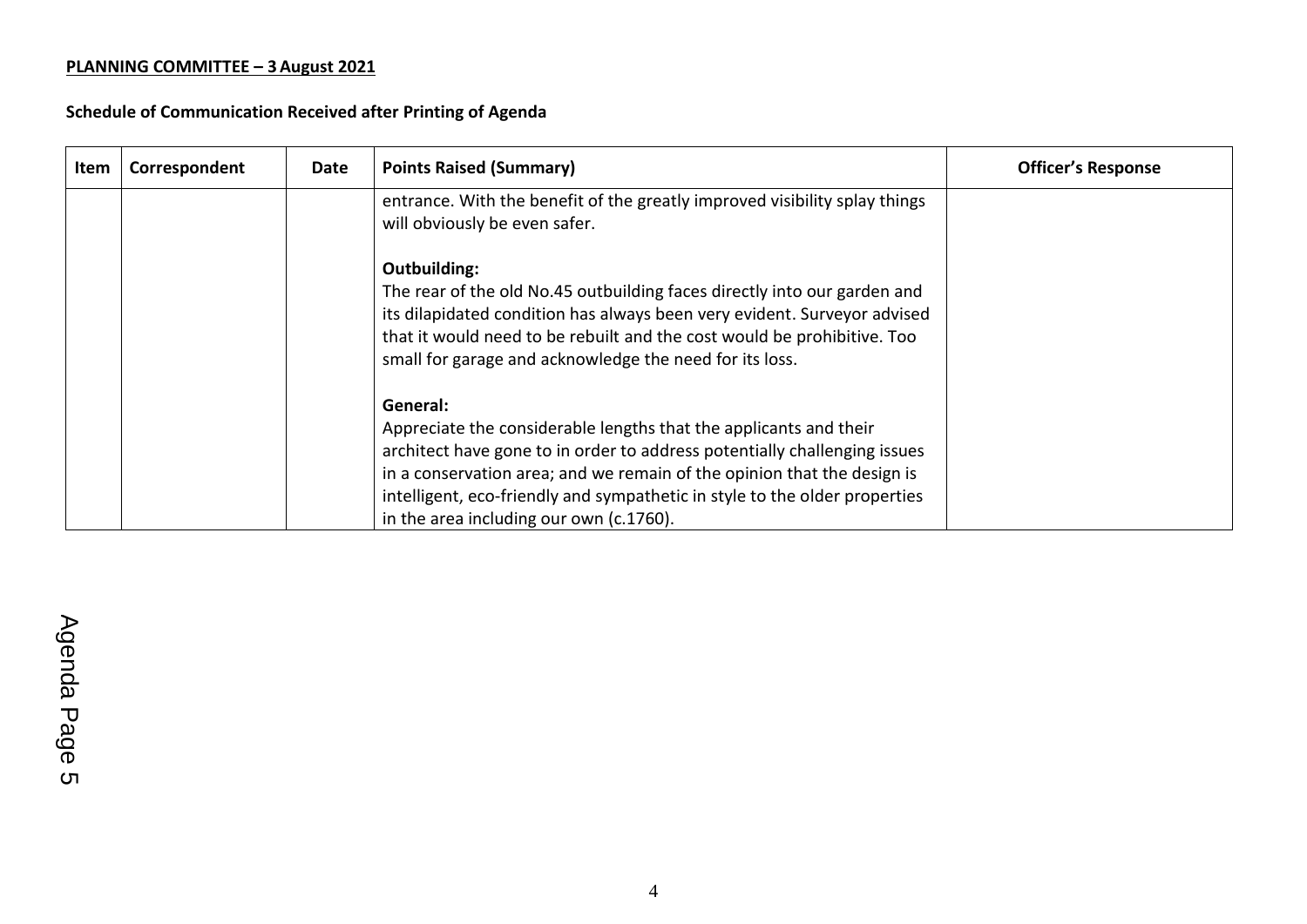**PLANNING COMMITTEE – 3 August 2021**

**Schedule of Communication Received after Printing of Agenda**

| Item | Correspondent | Date | Points Raised (Summary) | Officer's Response |
|---|---|---|---|---|
| | | | entrance. With the benefit of the greatly improved visibility splay things will obviously be even safer.<br><br>**Outbuilding:**<br>The rear of the old No.45 outbuilding faces directly into our garden and its dilapidated condition has always been very evident. Surveyor advised that it would need to be rebuilt and the cost would be prohibitive. Too small for garage and acknowledge the need for its loss.<br><br>**General:**<br>Appreciate the considerable lengths that the applicants and their architect have gone to in order to address potentially challenging issues in a conservation area; and we remain of the opinion that the design is intelligent, eco-friendly and sympathetic in style to the older properties in the area including our own (c.1760). | |